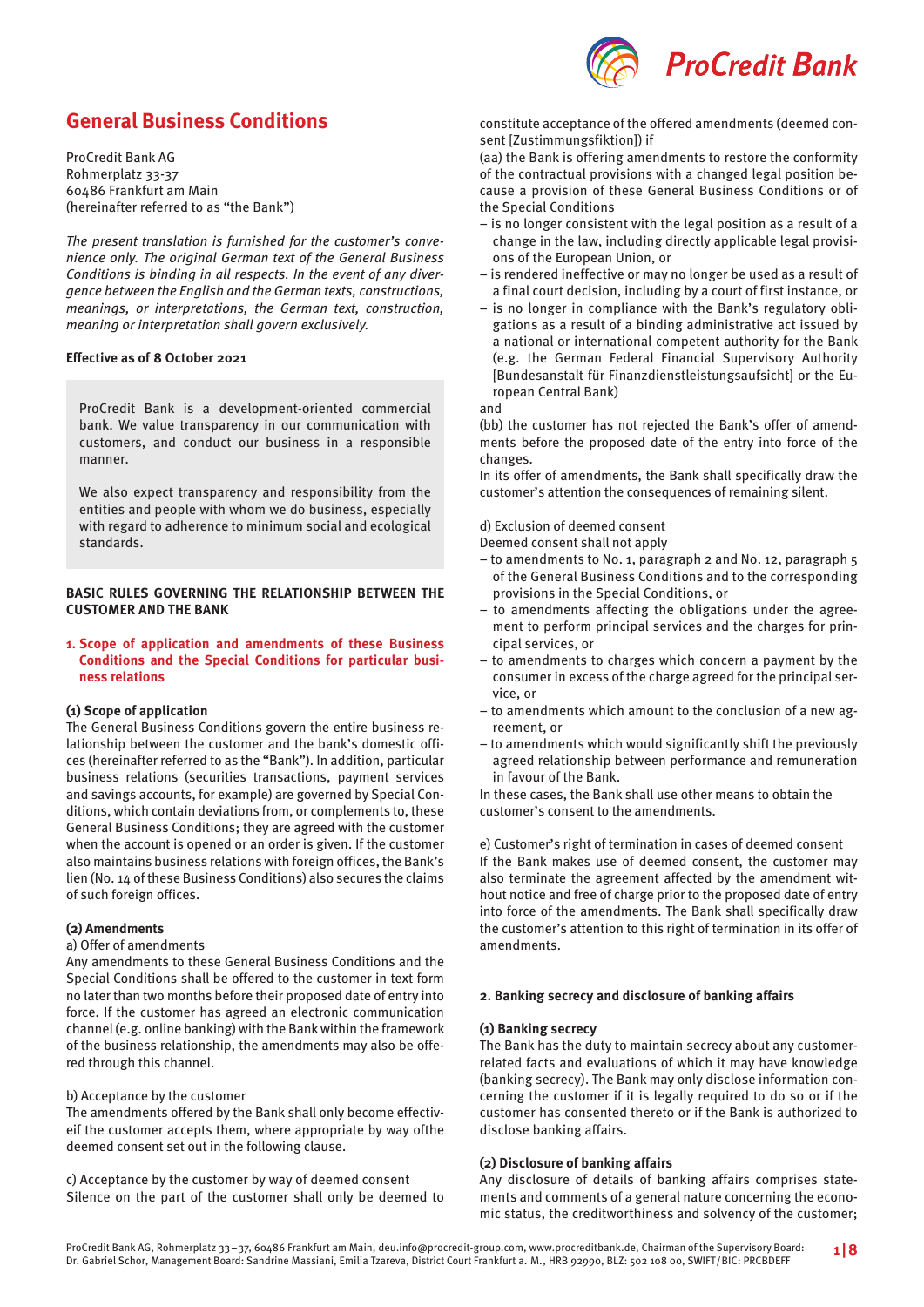# General Business Conditions

ProCredit Bank AG
Rohmerplatz 33-37
60486 Frankfurt am Main
(hereinafter referred to as "the Bank")

*The present translation is furnished for the customer's convenience only. The original German text of the General Business Conditions is binding in all respects. In the event of any divergence between the English and the German texts, constructions, meanings, or interpretations, the German text, construction, meaning or interpretation shall govern exclusively.*

**Effective as of 8 October 2021**

ProCredit Bank is a development-oriented commercial bank. We value transparency in our communication with customers, and conduct our business in a responsible manner.

We also expect transparency and responsibility from the entities and people with whom we do business, especially with regard to adherence to minimum social and ecological standards.

## BASIC RULES GOVERNING THE RELATIONSHIP BETWEEN THE CUSTOMER AND THE BANK

### 1. Scope of application and amendments of these Business Conditions and the Special Conditions for particular business relations

**(1) Scope of application**

The General Business Conditions govern the entire business relationship between the customer and the bank's domestic offices (hereinafter referred to as the "Bank"). In addition, particular business relations (securities transactions, payment services and savings accounts, for example) are governed by Special Conditions, which contain deviations from, or complements to, these General Business Conditions; they are agreed with the customer when the account is opened or an order is given. If the customer also maintains business relations with foreign offices, the Bank's lien (No. 14 of these Business Conditions) also secures the claims of such foreign offices.

**(2) Amendments**

a) Offer of amendments

Any amendments to these General Business Conditions and the Special Conditions shall be offered to the customer in text form no later than two months before their proposed date of entry into force. If the customer has agreed an electronic communication channel (e.g. online banking) with the Bank within the framework of the business relationship, the amendments may also be offered through this channel.

b) Acceptance by the customer

The amendments offered by the Bank shall only become effectiveif the customer accepts them, where appropriate by way ofthe deemed consent set out in the following clause.

c) Acceptance by the customer by way of deemed consent

Silence on the part of the customer shall only be deemed to constitute acceptance of the offered amendments (deemed consent [Zustimmungsfiktion]) if

(aa) the Bank is offering amendments to restore the conformity of the contractual provisions with a changed legal position because a provision of these General Business Conditions or of the Special Conditions

- is no longer consistent with the legal position as a result of a change in the law, including directly applicable legal provisions of the European Union, or
- is rendered ineffective or may no longer be used as a result of a final court decision, including by a court of first instance, or
- is no longer in compliance with the Bank's regulatory obligations as a result of a binding administrative act issued by a national or international competent authority for the Bank (e.g. the German Federal Financial Supervisory Authority [Bundesanstalt für Finanzdienstleistungsaufsicht] or the European Central Bank)

and

(bb) the customer has not rejected the Bank's offer of amendments before the proposed date of the entry into force of the changes.

In its offer of amendments, the Bank shall specifically draw the customer's attention the consequences of remaining silent.

d) Exclusion of deemed consent

Deemed consent shall not apply

- to amendments to No. 1, paragraph 2 and No. 12, paragraph 5 of the General Business Conditions and to the corresponding provisions in the Special Conditions, or
- to amendments affecting the obligations under the agreement to perform principal services and the charges for principal services, or
- to amendments to charges which concern a payment by the consumer in excess of the charge agreed for the principal service, or
- to amendments which amount to the conclusion of a new agreement, or
- to amendments which would significantly shift the previously agreed relationship between performance and remuneration in favour of the Bank.

In these cases, the Bank shall use other means to obtain the customer's consent to the amendments.

e) Customer's right of termination in cases of deemed consent

If the Bank makes use of deemed consent, the customer may also terminate the agreement affected by the amendment without notice and free of charge prior to the proposed date of entry into force of the amendments. The Bank shall specifically draw the customer's attention to this right of termination in its offer of amendments.

### 2. Banking secrecy and disclosure of banking affairs

**(1) Banking secrecy**

The Bank has the duty to maintain secrecy about any customer-related facts and evaluations of which it may have knowledge (banking secrecy). The Bank may only disclose information concerning the customer if it is legally required to do so or if the customer has consented thereto or if the Bank is authorized to disclose banking affairs.

**(2) Disclosure of banking affairs**

Any disclosure of details of banking affairs comprises statements and comments of a general nature concerning the economic status, the creditworthiness and solvency of the customer;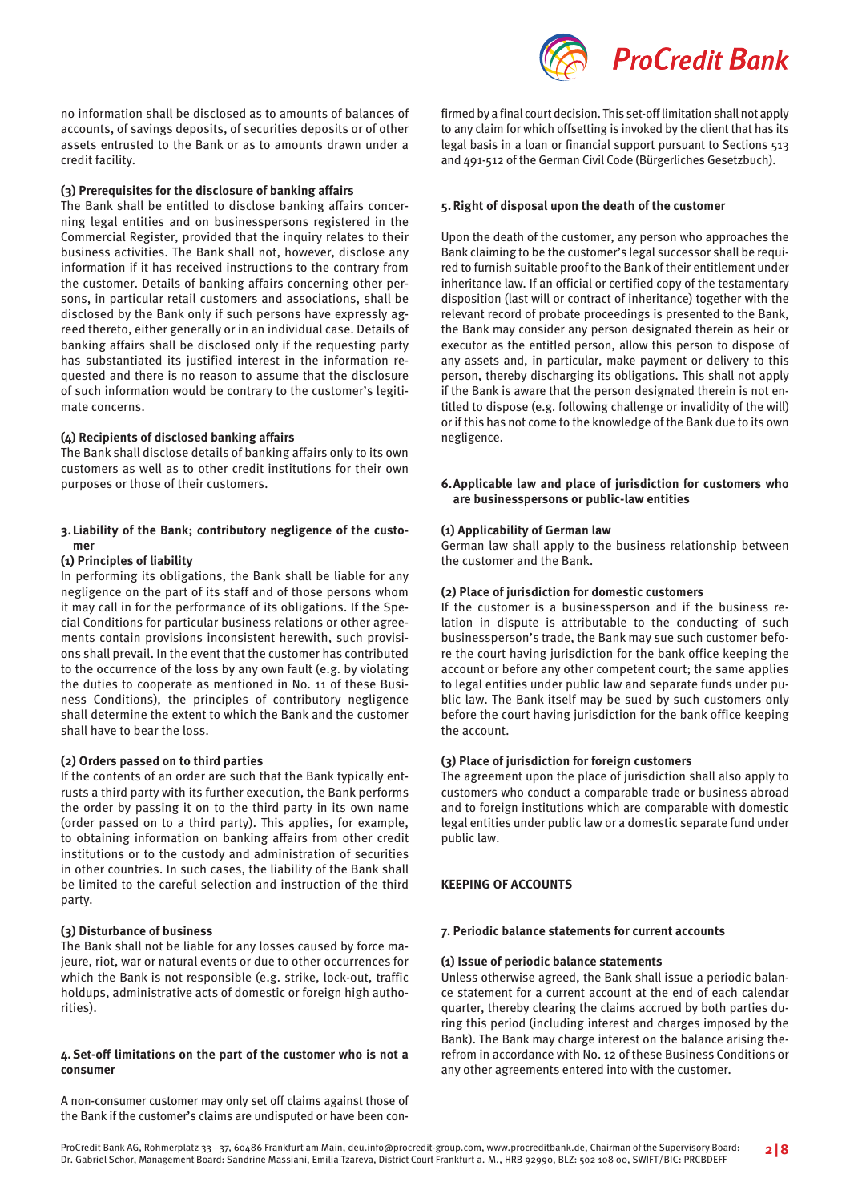no information shall be disclosed as to amounts of balances of accounts, of savings deposits, of securities deposits or of other assets entrusted to the Bank or as to amounts drawn under a credit facility.

**(3) Prerequisites for the disclosure of banking affairs**

The Bank shall be entitled to disclose banking affairs concerning legal entities and on businesspersons registered in the Commercial Register, provided that the inquiry relates to their business activities. The Bank shall not, however, disclose any information if it has received instructions to the contrary from the customer. Details of banking affairs concerning other persons, in particular retail customers and associations, shall be disclosed by the Bank only if such persons have expressly agreed thereto, either generally or in an individual case. Details of banking affairs shall be disclosed only if the requesting party has substantiated its justified interest in the information requested and there is no reason to assume that the disclosure of such information would be contrary to the customer's legitimate concerns.

**(4) Recipients of disclosed banking affairs**

The Bank shall disclose details of banking affairs only to its own customers as well as to other credit institutions for their own purposes or those of their customers.

### 3. Liability of the Bank; contributory negligence of the customer

**(1) Principles of liability**

In performing its obligations, the Bank shall be liable for any negligence on the part of its staff and of those persons whom it may call in for the performance of its obligations. If the Special Conditions for particular business relations or other agreements contain provisions inconsistent herewith, such provisions shall prevail. In the event that the customer has contributed to the occurrence of the loss by any own fault (e.g. by violating the duties to cooperate as mentioned in No. 11 of these Business Conditions), the principles of contributory negligence shall determine the extent to which the Bank and the customer shall have to bear the loss.

**(2) Orders passed on to third parties**

If the contents of an order are such that the Bank typically entrusts a third party with its further execution, the Bank performs the order by passing it on to the third party in its own name (order passed on to a third party). This applies, for example, to obtaining information on banking affairs from other credit institutions or to the custody and administration of securities in other countries. In such cases, the liability of the Bank shall be limited to the careful selection and instruction of the third party.

**(3) Disturbance of business**

The Bank shall not be liable for any losses caused by force majeure, riot, war or natural events or due to other occurrences for which the Bank is not responsible (e.g. strike, lock-out, traffic holdups, administrative acts of domestic or foreign high authorities).

### 4. Set-off limitations on the part of the customer who is not a consumer

A non-consumer customer may only set off claims against those of the Bank if the customer's claims are undisputed or have been confirmed by a final court decision. This set-off limitation shall not apply to any claim for which offsetting is invoked by the client that has its legal basis in a loan or financial support pursuant to Sections 513 and 491-512 of the German Civil Code (Bürgerliches Gesetzbuch).

### 5. Right of disposal upon the death of the customer

Upon the death of the customer, any person who approaches the Bank claiming to be the customer's legal successor shall be required to furnish suitable proof to the Bank of their entitlement under inheritance law. If an official or certified copy of the testamentary disposition (last will or contract of inheritance) together with the relevant record of probate proceedings is presented to the Bank, the Bank may consider any person designated therein as heir or executor as the entitled person, allow this person to dispose of any assets and, in particular, make payment or delivery to this person, thereby discharging its obligations. This shall not apply if the Bank is aware that the person designated therein is not entitled to dispose (e.g. following challenge or invalidity of the will) or if this has not come to the knowledge of the Bank due to its own negligence.

### 6. Applicable law and place of jurisdiction for customers who are businesspersons or public-law entities

**(1) Applicability of German law**

German law shall apply to the business relationship between the customer and the Bank.

**(2) Place of jurisdiction for domestic customers**

If the customer is a businessperson and if the business relation in dispute is attributable to the conducting of such businessperson's trade, the Bank may sue such customer before the court having jurisdiction for the bank office keeping the account or before any other competent court; the same applies to legal entities under public law and separate funds under public law. The Bank itself may be sued by such customers only before the court having jurisdiction for the bank office keeping the account.

**(3) Place of jurisdiction for foreign customers**

The agreement upon the place of jurisdiction shall also apply to customers who conduct a comparable trade or business abroad and to foreign institutions which are comparable with domestic legal entities under public law or a domestic separate fund under public law.

## KEEPING OF ACCOUNTS

### 7. Periodic balance statements for current accounts

**(1) Issue of periodic balance statements**

Unless otherwise agreed, the Bank shall issue a periodic balance statement for a current account at the end of each calendar quarter, thereby clearing the claims accrued by both parties during this period (including interest and charges imposed by the Bank). The Bank may charge interest on the balance arising therefrom in accordance with No. 12 of these Business Conditions or any other agreements entered into with the customer.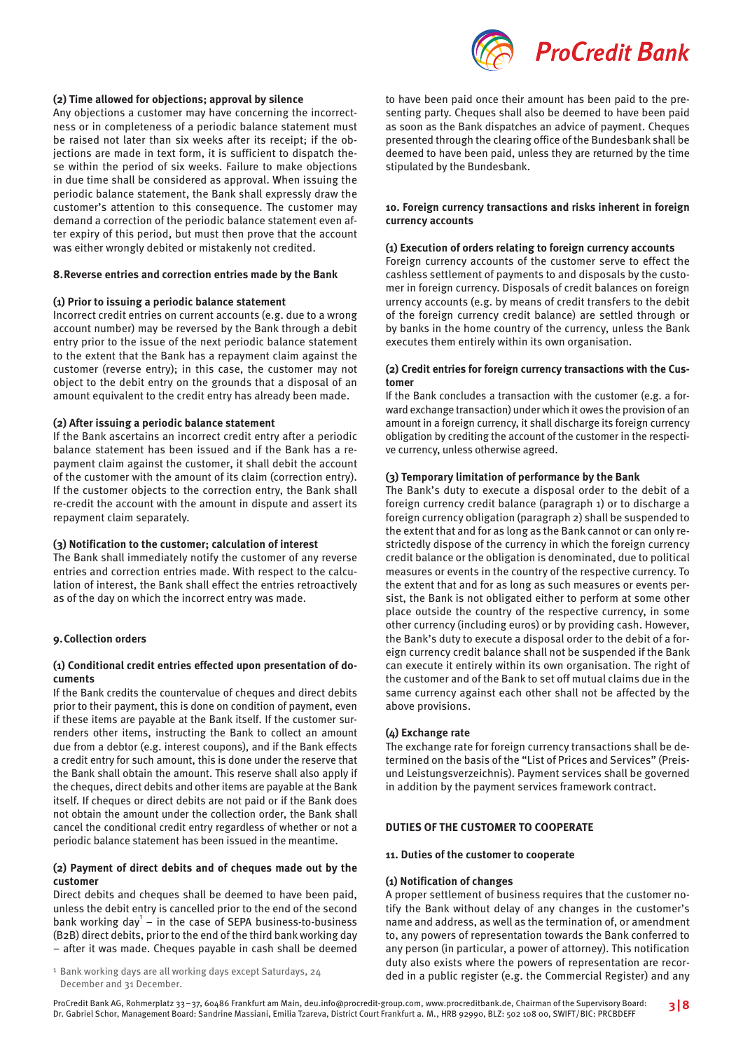#### (2) Time allowed for objections; approval by silence

Any objections a customer may have concerning the incorrectness or in completeness of a periodic balance statement must be raised not later than six weeks after its receipt; if the objections are made in text form, it is sufficient to dispatch these within the period of six weeks. Failure to make objections in due time shall be considered as approval. When issuing the periodic balance statement, the Bank shall expressly draw the customer's attention to this consequence. The customer may demand a correction of the periodic balance statement even after expiry of this period, but must then prove that the account was either wrongly debited or mistakenly not credited.

### 8. Reverse entries and correction entries made by the Bank

#### (1) Prior to issuing a periodic balance statement

Incorrect credit entries on current accounts (e.g. due to a wrong account number) may be reversed by the Bank through a debit entry prior to the issue of the next periodic balance statement to the extent that the Bank has a repayment claim against the customer (reverse entry); in this case, the customer may not object to the debit entry on the grounds that a disposal of an amount equivalent to the credit entry has already been made.

#### (2) After issuing a periodic balance statement

If the Bank ascertains an incorrect credit entry after a periodic balance statement has been issued and if the Bank has a repayment claim against the customer, it shall debit the account of the customer with the amount of its claim (correction entry). If the customer objects to the correction entry, the Bank shall re-credit the account with the amount in dispute and assert its repayment claim separately.

#### (3) Notification to the customer; calculation of interest

The Bank shall immediately notify the customer of any reverse entries and correction entries made. With respect to the calculation of interest, the Bank shall effect the entries retroactively as of the day on which the incorrect entry was made.

### 9. Collection orders

#### (1) Conditional credit entries effected upon presentation of documents

If the Bank credits the countervalue of cheques and direct debits prior to their payment, this is done on condition of payment, even if these items are payable at the Bank itself. If the customer surrenders other items, instructing the Bank to collect an amount due from a debtor (e.g. interest coupons), and if the Bank effects a credit entry for such amount, this is done under the reserve that the Bank shall obtain the amount. This reserve shall also apply if the cheques, direct debits and other items are payable at the Bank itself. If cheques or direct debits are not paid or if the Bank does not obtain the amount under the collection order, the Bank shall cancel the conditional credit entry regardless of whether or not a periodic balance statement has been issued in the meantime.

#### (2) Payment of direct debits and of cheques made out by the customer

Direct debits and cheques shall be deemed to have been paid, unless the debit entry is cancelled prior to the end of the second bank working day[1] – in the case of SEPA business-to-business (B2B) direct debits, prior to the end of the third bank working day – after it was made. Cheques payable in cash shall be deemed to have been paid once their amount has been paid to the presenting party. Cheques shall also be deemed to have been paid as soon as the Bank dispatches an advice of payment. Cheques presented through the clearing office of the Bundesbank shall be deemed to have been paid, unless they are returned by the time stipulated by the Bundesbank.

[1] Bank working days are all working days except Saturdays, 24 December and 31 December.

### 10. Foreign currency transactions and risks inherent in foreign currency accounts

#### (1) Execution of orders relating to foreign currency accounts

Foreign currency accounts of the customer serve to effect the cashless settlement of payments to and disposals by the customer in foreign currency. Disposals of credit balances on foreign urrency accounts (e.g. by means of credit transfers to the debit of the foreign currency credit balance) are settled through or by banks in the home country of the currency, unless the Bank executes them entirely within its own organisation.

#### (2) Credit entries for foreign currency transactions with the Customer

If the Bank concludes a transaction with the customer (e.g. a forward exchange transaction) under which it owes the provision of an amount in a foreign currency, it shall discharge its foreign currency obligation by crediting the account of the customer in the respective currency, unless otherwise agreed.

#### (3) Temporary limitation of performance by the Bank

The Bank's duty to execute a disposal order to the debit of a foreign currency credit balance (paragraph 1) or to discharge a foreign currency obligation (paragraph 2) shall be suspended to the extent that and for as long as the Bank cannot or can only restrictedly dispose of the currency in which the foreign currency credit balance or the obligation is denominated, due to political measures or events in the country of the respective currency. To the extent that and for as long as such measures or events persist, the Bank is not obligated either to perform at some other place outside the country of the respective currency, in some other currency (including euros) or by providing cash. However, the Bank's duty to execute a disposal order to the debit of a foreign currency credit balance shall not be suspended if the Bank can execute it entirely within its own organisation. The right of the customer and of the Bank to set off mutual claims due in the same currency against each other shall not be affected by the above provisions.

#### (4) Exchange rate

The exchange rate for foreign currency transactions shall be determined on the basis of the "List of Prices and Services" (Preis- und Leistungsverzeichnis). Payment services shall be governed in addition by the payment services framework contract.

## DUTIES OF THE CUSTOMER TO COOPERATE

### 11. Duties of the customer to cooperate

#### (1) Notification of changes

A proper settlement of business requires that the customer notify the Bank without delay of any changes in the customer's name and address, as well as the termination of, or amendment to, any powers of representation towards the Bank conferred to any person (in particular, a power of attorney). This notification duty also exists where the powers of representation are recorded in a public register (e.g. the Commercial Register) and any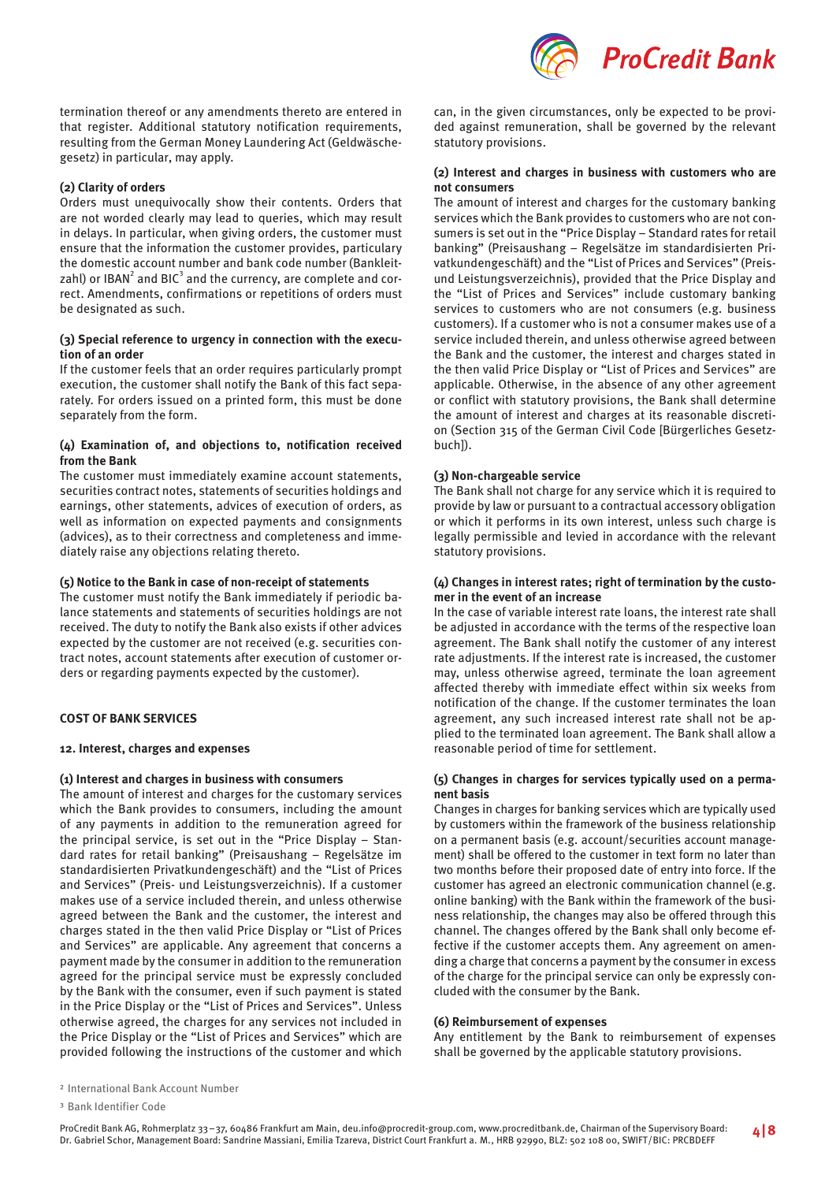termination thereof or any amendments thereto are entered in that register. Additional statutory notification requirements, resulting from the German Money Laundering Act (Geldwäschegesetz) in particular, may apply.

**(2) Clarity of orders**

Orders must unequivocally show their contents. Orders that are not worded clearly may lead to queries, which may result in delays. In particular, when giving orders, the customer must ensure that the information the customer provides, particulary the domestic account number and bank code number (Bankleitzahl) or IBAN[2] and BIC[3] and the currency, are complete and correct. Amendments, confirmations or repetitions of orders must be designated as such.

**(3) Special reference to urgency in connection with the execution of an order**

If the customer feels that an order requires particularly prompt execution, the customer shall notify the Bank of this fact separately. For orders issued on a printed form, this must be done separately from the form.

**(4) Examination of, and objections to, notification received from the Bank**

The customer must immediately examine account statements, securities contract notes, statements of securities holdings and earnings, other statements, advices of execution of orders, as well as information on expected payments and consignments (advices), as to their correctness and completeness and immediately raise any objections relating thereto.

**(5) Notice to the Bank in case of non-receipt of statements**

The customer must notify the Bank immediately if periodic balance statements and statements of securities holdings are not received. The duty to notify the Bank also exists if other advices expected by the customer are not received (e.g. securities contract notes, account statements after execution of customer orders or regarding payments expected by the customer).

## COST OF BANK SERVICES

### 12. Interest, charges and expenses

**(1) Interest and charges in business with consumers**

The amount of interest and charges for the customary services which the Bank provides to consumers, including the amount of any payments in addition to the remuneration agreed for the principal service, is set out in the "Price Display – Standard rates for retail banking" (Preisaushang – Regelsätze im standardisierten Privatkundengeschäft) and the "List of Prices and Services" (Preis- und Leistungsverzeichnis). If a customer makes use of a service included therein, and unless otherwise agreed between the Bank and the customer, the interest and charges stated in the then valid Price Display or "List of Prices and Services" are applicable. Any agreement that concerns a payment made by the consumer in addition to the remuneration agreed for the principal service must be expressly concluded by the Bank with the consumer, even if such payment is stated in the Price Display or the "List of Prices and Services". Unless otherwise agreed, the charges for any services not included in the Price Display or the "List of Prices and Services" which are provided following the instructions of the customer and which can, in the given circumstances, only be expected to be provided against remuneration, shall be governed by the relevant statutory provisions.

**(2) Interest and charges in business with customers who are not consumers**

The amount of interest and charges for the customary banking services which the Bank provides to customers who are not consumers is set out in the "Price Display – Standard rates for retail banking" (Preisaushang – Regelsätze im standardisierten Privatkundengeschäft) and the "List of Prices and Services" (Preis- und Leistungsverzeichnis), provided that the Price Display and the "List of Prices and Services" include customary banking services to customers who are not consumers (e.g. business customers). If a customer who is not a consumer makes use of a service included therein, and unless otherwise agreed between the Bank and the customer, the interest and charges stated in the then valid Price Display or "List of Prices and Services" are applicable. Otherwise, in the absence of any other agreement or conflict with statutory provisions, the Bank shall determine the amount of interest and charges at its reasonable discretion (Section 315 of the German Civil Code [Bürgerliches Gesetzbuch]).

**(3) Non-chargeable service**

The Bank shall not charge for any service which it is required to provide by law or pursuant to a contractual accessory obligation or which it performs in its own interest, unless such charge is legally permissible and levied in accordance with the relevant statutory provisions.

**(4) Changes in interest rates; right of termination by the customer in the event of an increase**

In the case of variable interest rate loans, the interest rate shall be adjusted in accordance with the terms of the respective loan agreement. The Bank shall notify the customer of any interest rate adjustments. If the interest rate is increased, the customer may, unless otherwise agreed, terminate the loan agreement affected thereby with immediate effect within six weeks from notification of the change. If the customer terminates the loan agreement, any such increased interest rate shall not be applied to the terminated loan agreement. The Bank shall allow a reasonable period of time for settlement.

**(5) Changes in charges for services typically used on a permanent basis**

Changes in charges for banking services which are typically used by customers within the framework of the business relationship on a permanent basis (e.g. account/securities account management) shall be offered to the customer in text form no later than two months before their proposed date of entry into force. If the customer has agreed an electronic communication channel (e.g. online banking) with the Bank within the framework of the business relationship, the changes may also be offered through this channel. The changes offered by the Bank shall only become effective if the customer accepts them. Any agreement on amending a charge that concerns a payment by the consumer in excess of the charge for the principal service can only be expressly concluded with the consumer by the Bank.

**(6) Reimbursement of expenses**

Any entitlement by the Bank to reimbursement of expenses shall be governed by the applicable statutory provisions.

---

[2] International Bank Account Number

[3] Bank Identifier Code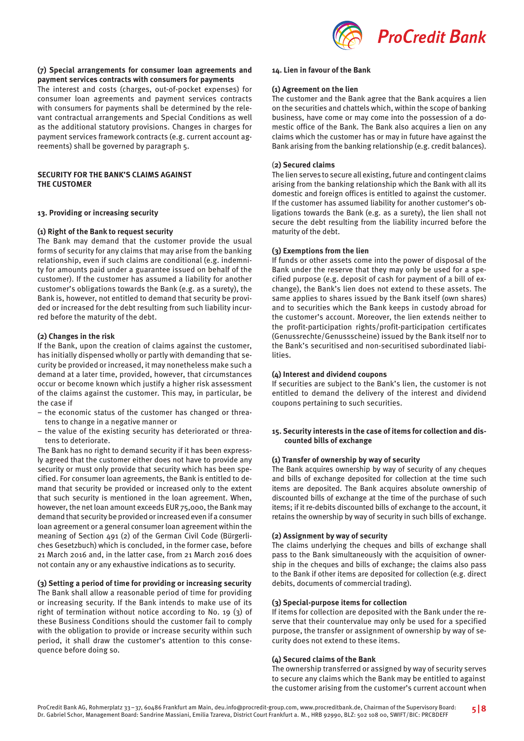**(7) Special arrangements for consumer loan agreements and payment services contracts with consumers for payments**

The interest and costs (charges, out-of-pocket expenses) for consumer loan agreements and payment services contracts with consumers for payments shall be determined by the relevant contractual arrangements and Special Conditions as well as the additional statutory provisions. Changes in charges for payment services framework contracts (e.g. current account agreements) shall be governed by paragraph 5.

## SECURITY FOR THE BANK'S CLAIMS AGAINST THE CUSTOMER

### 13. Providing or increasing security

**(1) Right of the Bank to request security**

The Bank may demand that the customer provide the usual forms of security for any claims that may arise from the banking relationship, even if such claims are conditional (e.g. indemnity for amounts paid under a guarantee issued on behalf of the customer). If the customer has assumed a liability for another customer's obligations towards the Bank (e.g. as a surety), the Bank is, however, not entitled to demand that security be provided or increased for the debt resulting from such liability incurred before the maturity of the debt.

**(2) Changes in the risk**

If the Bank, upon the creation of claims against the customer, has initially dispensed wholly or partly with demanding that security be provided or increased, it may nonetheless make such a demand at a later time, provided, however, that circumstances occur or become known which justify a higher risk assessment of the claims against the customer. This may, in particular, be the case if

- the economic status of the customer has changed or threatens to change in a negative manner or
- the value of the existing security has deteriorated or threatens to deteriorate.

The Bank has no right to demand security if it has been expressly agreed that the customer either does not have to provide any security or must only provide that security which has been specified. For consumer loan agreements, the Bank is entitled to demand that security be provided or increased only to the extent that such security is mentioned in the loan agreement. When, however, the net loan amount exceeds EUR 75,000, the Bank may demand that security be provided or increased even if a consumer loan agreement or a general consumer loan agreement within the meaning of Section 491 (2) of the German Civil Code (Bürgerliches Gesetzbuch) which is concluded, in the former case, before 21 March 2016 and, in the latter case, from 21 March 2016 does not contain any or any exhaustive indications as to security.

**(3) Setting a period of time for providing or increasing security**

The Bank shall allow a reasonable period of time for providing or increasing security. If the Bank intends to make use of its right of termination without notice according to No. 19 (3) of these Business Conditions should the customer fail to comply with the obligation to provide or increase security within such period, it shall draw the customer's attention to this consequence before doing so.

### 14. Lien in favour of the Bank

**(1) Agreement on the lien**

The customer and the Bank agree that the Bank acquires a lien on the securities and chattels which, within the scope of banking business, have come or may come into the possession of a domestic office of the Bank. The Bank also acquires a lien on any claims which the customer has or may in future have against the Bank arising from the banking relationship (e.g. credit balances).

**(2) Secured claims**

The lien serves to secure all existing, future and contingent claims arising from the banking relationship which the Bank with all its domestic and foreign offices is entitled to against the customer. If the customer has assumed liability for another customer's obligations towards the Bank (e.g. as a surety), the lien shall not secure the debt resulting from the liability incurred before the maturity of the debt.

**(3) Exemptions from the lien**

If funds or other assets come into the power of disposal of the Bank under the reserve that they may only be used for a specified purpose (e.g. deposit of cash for payment of a bill of exchange), the Bank's lien does not extend to these assets. The same applies to shares issued by the Bank itself (own shares) and to securities which the Bank keeps in custody abroad for the customer's account. Moreover, the lien extends neither to the profit-participation rights/profit-participation certificates (Genussrechte/Genussscheine) issued by the Bank itself nor to the Bank's securitised and non-securitised subordinated liabilities.

**(4) Interest and dividend coupons**

If securities are subject to the Bank's lien, the customer is not entitled to demand the delivery of the interest and dividend coupons pertaining to such securities.

### 15. Security interests in the case of items for collection and discounted bills of exchange

**(1) Transfer of ownership by way of security**

The Bank acquires ownership by way of security of any cheques and bills of exchange deposited for collection at the time such items are deposited. The Bank acquires absolute ownership of discounted bills of exchange at the time of the purchase of such items; if it re-debits discounted bills of exchange to the account, it retains the ownership by way of security in such bills of exchange.

**(2) Assignment by way of security**

The claims underlying the cheques and bills of exchange shall pass to the Bank simultaneously with the acquisition of ownership in the cheques and bills of exchange; the claims also pass to the Bank if other items are deposited for collection (e.g. direct debits, documents of commercial trading).

**(3) Special-purpose items for collection**

If items for collection are deposited with the Bank under the reserve that their countervalue may only be used for a specified purpose, the transfer or assignment of ownership by way of security does not extend to these items.

**(4) Secured claims of the Bank**

The ownership transferred or assigned by way of security serves to secure any claims which the Bank may be entitled to against the customer arising from the customer's current account when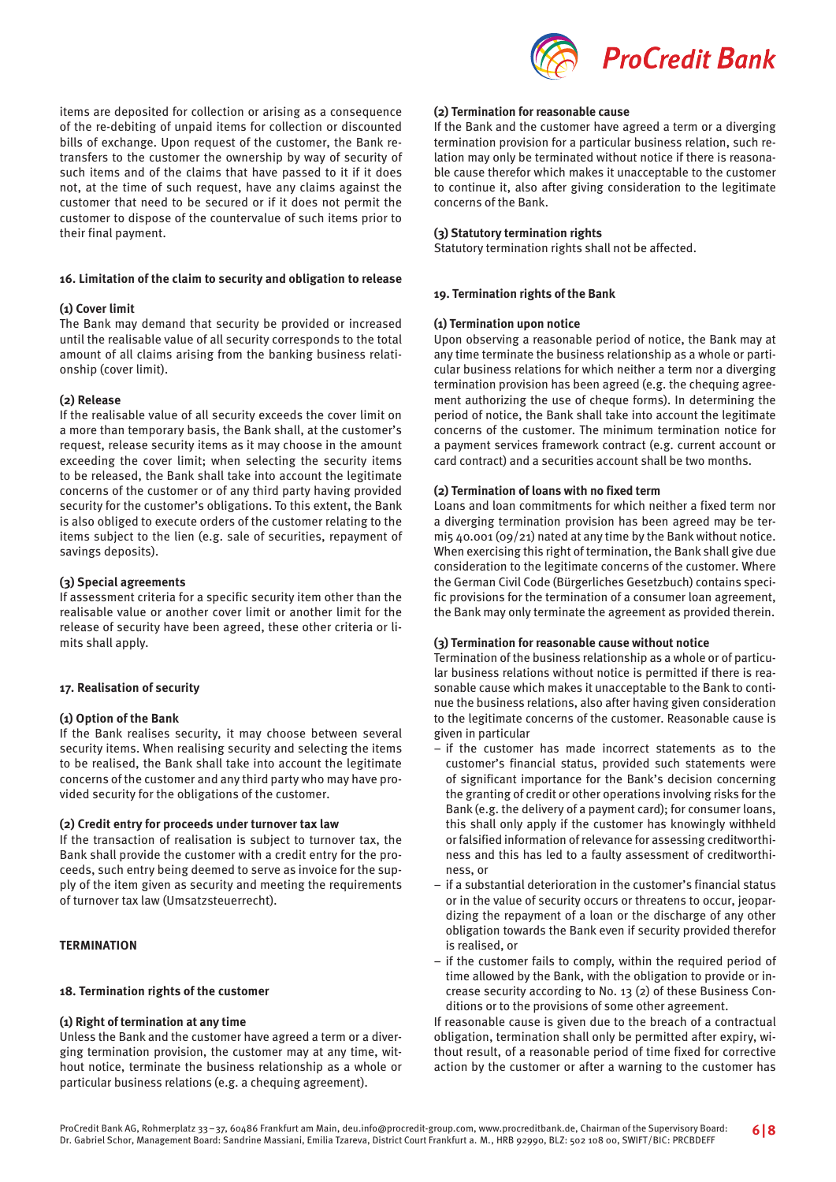items are deposited for collection or arising as a consequence of the re-debiting of unpaid items for collection or discounted bills of exchange. Upon request of the customer, the Bank retransfers to the customer the ownership by way of security of such items and of the claims that have passed to it if it does not, at the time of such request, have any claims against the customer that need to be secured or if it does not permit the customer to dispose of the countervalue of such items prior to their final payment.

### 16. Limitation of the claim to security and obligation to release

**(1) Cover limit**
The Bank may demand that security be provided or increased until the realisable value of all security corresponds to the total amount of all claims arising from the banking business relationship (cover limit).

**(2) Release**
If the realisable value of all security exceeds the cover limit on a more than temporary basis, the Bank shall, at the customer's request, release security items as it may choose in the amount exceeding the cover limit; when selecting the security items to be released, the Bank shall take into account the legitimate concerns of the customer or of any third party having provided security for the customer's obligations. To this extent, the Bank is also obliged to execute orders of the customer relating to the items subject to the lien (e.g. sale of securities, repayment of savings deposits).

**(3) Special agreements**
If assessment criteria for a specific security item other than the realisable value or another cover limit or another limit for the release of security have been agreed, these other criteria or limits shall apply.

### 17. Realisation of security

**(1) Option of the Bank**
If the Bank realises security, it may choose between several security items. When realising security and selecting the items to be realised, the Bank shall take into account the legitimate concerns of the customer and any third party who may have provided security for the obligations of the customer.

**(2) Credit entry for proceeds under turnover tax law**
If the transaction of realisation is subject to turnover tax, the Bank shall provide the customer with a credit entry for the proceeds, such entry being deemed to serve as invoice for the supply of the item given as security and meeting the requirements of turnover tax law (Umsatzsteuerrecht).

## TERMINATION

### 18. Termination rights of the customer

**(1) Right of termination at any time**
Unless the Bank and the customer have agreed a term or a diverging termination provision, the customer may at any time, without notice, terminate the business relationship as a whole or particular business relations (e.g. a chequing agreement).

**(2) Termination for reasonable cause**
If the Bank and the customer have agreed a term or a diverging termination provision for a particular business relation, such relation may only be terminated without notice if there is reasonable cause therefor which makes it unacceptable to the customer to continue it, also after giving consideration to the legitimate concerns of the Bank.

**(3) Statutory termination rights**
Statutory termination rights shall not be affected.

### 19. Termination rights of the Bank

**(1) Termination upon notice**
Upon observing a reasonable period of notice, the Bank may at any time terminate the business relationship as a whole or particular business relations for which neither a term nor a diverging termination provision has been agreed (e.g. the chequing agreement authorizing the use of cheque forms). In determining the period of notice, the Bank shall take into account the legitimate concerns of the customer. The minimum termination notice for a payment services framework contract (e.g. current account or card contract) and a securities account shall be two months.

**(2) Termination of loans with no fixed term**
Loans and loan commitments for which neither a fixed term nor a diverging termination provision has been agreed may be termi5 40.001 (09/21) nated at any time by the Bank without notice. When exercising this right of termination, the Bank shall give due consideration to the legitimate concerns of the customer. Where the German Civil Code (Bürgerliches Gesetzbuch) contains specific provisions for the termination of a consumer loan agreement, the Bank may only terminate the agreement as provided therein.

**(3) Termination for reasonable cause without notice**
Termination of the business relationship as a whole or of particular business relations without notice is permitted if there is reasonable cause which makes it unacceptable to the Bank to continue the business relations, also after having given consideration to the legitimate concerns of the customer. Reasonable cause is given in particular

- if the customer has made incorrect statements as to the customer's financial status, provided such statements were of significant importance for the Bank's decision concerning the granting of credit or other operations involving risks for the Bank (e.g. the delivery of a payment card); for consumer loans, this shall only apply if the customer has knowingly withheld or falsified information of relevance for assessing creditworthiness and this has led to a faulty assessment of creditworthiness, or
- if a substantial deterioration in the customer's financial status or in the value of security occurs or threatens to occur, jeopardizing the repayment of a loan or the discharge of any other obligation towards the Bank even if security provided therefor is realised, or
- if the customer fails to comply, within the required period of time allowed by the Bank, with the obligation to provide or increase security according to No. 13 (2) of these Business Conditions or to the provisions of some other agreement.

If reasonable cause is given due to the breach of a contractual obligation, termination shall only be permitted after expiry, without result, of a reasonable period of time fixed for corrective action by the customer or after a warning to the customer has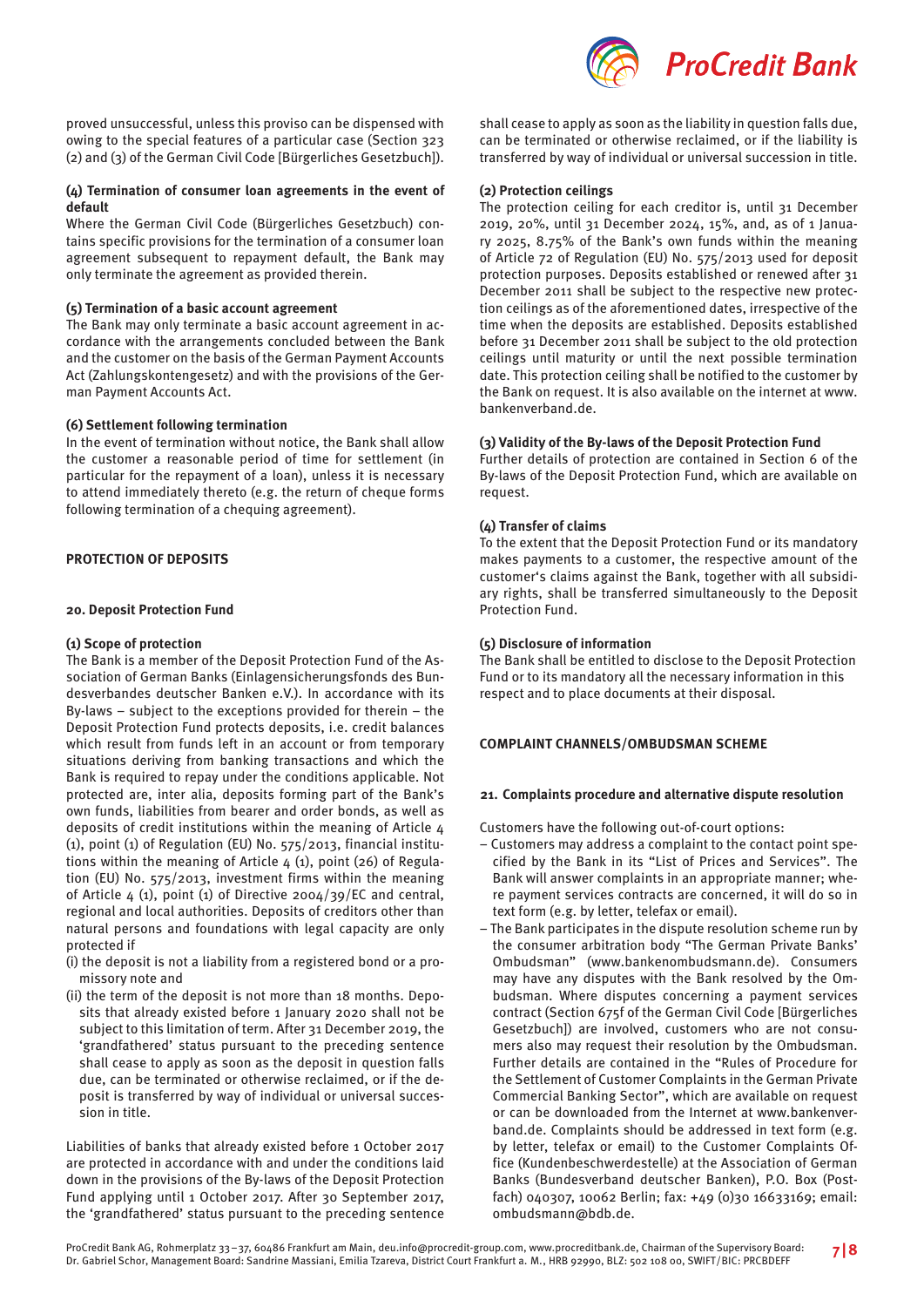proved unsuccessful, unless this proviso can be dispensed with owing to the special features of a particular case (Section 323 (2) and (3) of the German Civil Code [Bürgerliches Gesetzbuch]).

**(4) Termination of consumer loan agreements in the event of default**

Where the German Civil Code (Bürgerliches Gesetzbuch) contains specific provisions for the termination of a consumer loan agreement subsequent to repayment default, the Bank may only terminate the agreement as provided therein.

**(5) Termination of a basic account agreement**

The Bank may only terminate a basic account agreement in accordance with the arrangements concluded between the Bank and the customer on the basis of the German Payment Accounts Act (Zahlungskontengesetz) and with the provisions of the German Payment Accounts Act.

**(6) Settlement following termination**

In the event of termination without notice, the Bank shall allow the customer a reasonable period of time for settlement (in particular for the repayment of a loan), unless it is necessary to attend immediately thereto (e.g. the return of cheque forms following termination of a chequing agreement).

## PROTECTION OF DEPOSITS

### 20. Deposit Protection Fund

**(1) Scope of protection**

The Bank is a member of the Deposit Protection Fund of the Association of German Banks (Einlagensicherungsfonds des Bundesverbandes deutscher Banken e.V.). In accordance with its By-laws – subject to the exceptions provided for therein – the Deposit Protection Fund protects deposits, i.e. credit balances which result from funds left in an account or from temporary situations deriving from banking transactions and which the Bank is required to repay under the conditions applicable. Not protected are, inter alia, deposits forming part of the Bank's own funds, liabilities from bearer and order bonds, as well as deposits of credit institutions within the meaning of Article 4 (1), point (1) of Regulation (EU) No. 575/2013, financial institutions within the meaning of Article 4 (1), point (26) of Regulation (EU) No. 575/2013, investment firms within the meaning of Article 4 (1), point (1) of Directive 2004/39/EC and central, regional and local authorities. Deposits of creditors other than natural persons and foundations with legal capacity are only protected if

(i) the deposit is not a liability from a registered bond or a promissory note and

(ii) the term of the deposit is not more than 18 months. Deposits that already existed before 1 January 2020 shall not be subject to this limitation of term. After 31 December 2019, the 'grandfathered' status pursuant to the preceding sentence shall cease to apply as soon as the deposit in question falls due, can be terminated or otherwise reclaimed, or if the deposit is transferred by way of individual or universal succession in title.

Liabilities of banks that already existed before 1 October 2017 are protected in accordance with and under the conditions laid down in the provisions of the By-laws of the Deposit Protection Fund applying until 1 October 2017. After 30 September 2017, the 'grandfathered' status pursuant to the preceding sentence shall cease to apply as soon as the liability in question falls due, can be terminated or otherwise reclaimed, or if the liability is transferred by way of individual or universal succession in title.

**(2) Protection ceilings**

The protection ceiling for each creditor is, until 31 December 2019, 20%, until 31 December 2024, 15%, and, as of 1 January 2025, 8.75% of the Bank's own funds within the meaning of Article 72 of Regulation (EU) No. 575/2013 used for deposit protection purposes. Deposits established or renewed after 31 December 2011 shall be subject to the respective new protection ceilings as of the aforementioned dates, irrespective of the time when the deposits are established. Deposits established before 31 December 2011 shall be subject to the old protection ceilings until maturity or until the next possible termination date. This protection ceiling shall be notified to the customer by the Bank on request. It is also available on the internet at www.bankenverband.de.

**(3) Validity of the By-laws of the Deposit Protection Fund**

Further details of protection are contained in Section 6 of the By-laws of the Deposit Protection Fund, which are available on request.

**(4) Transfer of claims**

To the extent that the Deposit Protection Fund or its mandatory makes payments to a customer, the respective amount of the customer's claims against the Bank, together with all subsidiary rights, shall be transferred simultaneously to the Deposit Protection Fund.

**(5) Disclosure of information**

The Bank shall be entitled to disclose to the Deposit Protection Fund or to its mandatory all the necessary information in this respect and to place documents at their disposal.

## COMPLAINT CHANNELS/OMBUDSMAN SCHEME

### 21. Complaints procedure and alternative dispute resolution

Customers have the following out-of-court options:

– Customers may address a complaint to the contact point specified by the Bank in its "List of Prices and Services". The Bank will answer complaints in an appropriate manner; where payment services contracts are concerned, it will do so in text form (e.g. by letter, telefax or email).

– The Bank participates in the dispute resolution scheme run by the consumer arbitration body "The German Private Banks' Ombudsman" (www.bankenombudsmann.de). Consumers may have any disputes with the Bank resolved by the Ombudsman. Where disputes concerning a payment services contract (Section 675f of the German Civil Code [Bürgerliches Gesetzbuch]) are involved, customers who are not consumers also may request their resolution by the Ombudsman. Further details are contained in the "Rules of Procedure for the Settlement of Customer Complaints in the German Private Commercial Banking Sector", which are available on request or can be downloaded from the Internet at www.bankenverband.de. Complaints should be addressed in text form (e.g. by letter, telefax or email) to the Customer Complaints Office (Kundenbeschwerdestelle) at the Association of German Banks (Bundesverband deutscher Banken), P.O. Box (Postfach) 040307, 10062 Berlin; fax: +49 (0)30 16633169; email: ombudsmann@bdb.de.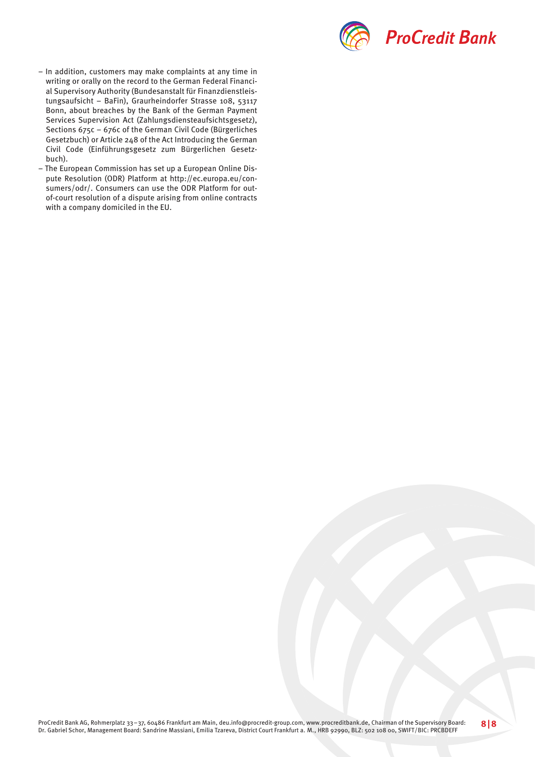- In addition, customers may make complaints at any time in writing or orally on the record to the German Federal Financial Supervisory Authority (Bundesanstalt für Finanzdienstleistungsaufsicht – BaFin), Graurheindorfer Strasse 108, 53117 Bonn, about breaches by the Bank of the German Payment Services Supervision Act (Zahlungsdiensteaufsichtsgesetz), Sections 675c – 676c of the German Civil Code (Bürgerliches Gesetzbuch) or Article 248 of the Act Introducing the German Civil Code (Einführungsgesetz zum Bürgerlichen Gesetzbuch).
- The European Commission has set up a European Online Dispute Resolution (ODR) Platform at http://ec.europa.eu/consumers/odr/. Consumers can use the ODR Platform for out-of-court resolution of a dispute arising from online contracts with a company domiciled in the EU.